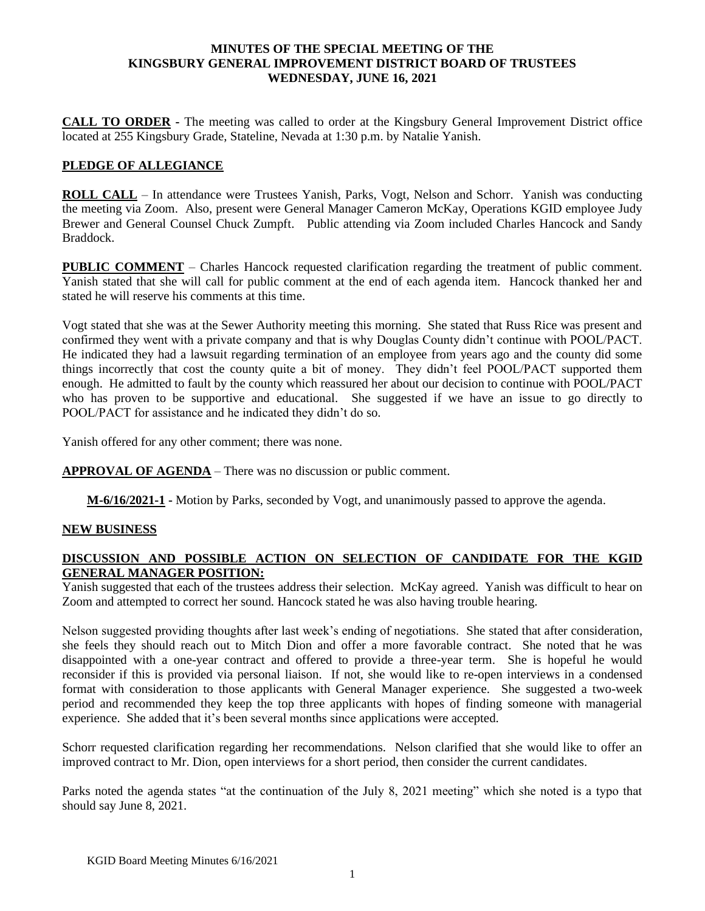**MINUTES OF THE SPECIAL MEETING OF THE KINGSBURY GENERAL IMPROVEMENT DISTRICT BOARD OF TRUSTEES WEDNESDAY, JUNE 16, 2021**

**CALL TO ORDER** - The meeting was called to order at the Kingsbury General Improvement District office located at 255 Kingsbury Grade, Stateline, Nevada at 1:30 p.m. by Natalie Yanish.

**PLEDGE OF ALLEGIANCE**

**ROLL CALL** – In attendance were Trustees Yanish, Parks, Vogt, Nelson and Schorr. Yanish was conducting the meeting via Zoom. Also, present were General Manager Cameron McKay, Operations KGID employee Judy Brewer and General Counsel Chuck Zumpft. Public attending via Zoom included Charles Hancock and Sandy Braddock.

**PUBLIC COMMENT** – Charles Hancock requested clarification regarding the treatment of public comment. Yanish stated that she will call for public comment at the end of each agenda item. Hancock thanked her and stated he will reserve his comments at this time.

Vogt stated that she was at the Sewer Authority meeting this morning. She stated that Russ Rice was present and confirmed they went with a private company and that is why Douglas County didn't continue with POOL/PACT. He indicated they had a lawsuit regarding termination of an employee from years ago and the county did some things incorrectly that cost the county quite a bit of money. They didn't feel POOL/PACT supported them enough. He admitted to fault by the county which reassured her about our decision to continue with POOL/PACT who has proven to be supportive and educational. She suggested if we have an issue to go directly to POOL/PACT for assistance and he indicated they didn't do so.

Yanish offered for any other comment; there was none.

**APPROVAL OF AGENDA** – There was no discussion or public comment.

**M-6/16/2021-1** - Motion by Parks, seconded by Vogt, and unanimously passed to approve the agenda.

**NEW BUSINESS**

**DISCUSSION AND POSSIBLE ACTION ON SELECTION OF CANDIDATE FOR THE KGID GENERAL MANAGER POSITION:**

Yanish suggested that each of the trustees address their selection. McKay agreed. Yanish was difficult to hear on Zoom and attempted to correct her sound. Hancock stated he was also having trouble hearing.

Nelson suggested providing thoughts after last week's ending of negotiations. She stated that after consideration, she feels they should reach out to Mitch Dion and offer a more favorable contract. She noted that he was disappointed with a one-year contract and offered to provide a three-year term. She is hopeful he would reconsider if this is provided via personal liaison. If not, she would like to re-open interviews in a condensed format with consideration to those applicants with General Manager experience. She suggested a two-week period and recommended they keep the top three applicants with hopes of finding someone with managerial experience. She added that it's been several months since applications were accepted.

Schorr requested clarification regarding her recommendations. Nelson clarified that she would like to offer an improved contract to Mr. Dion, open interviews for a short period, then consider the current candidates.

Parks noted the agenda states "at the continuation of the July 8, 2021 meeting" which she noted is a typo that should say June 8, 2021.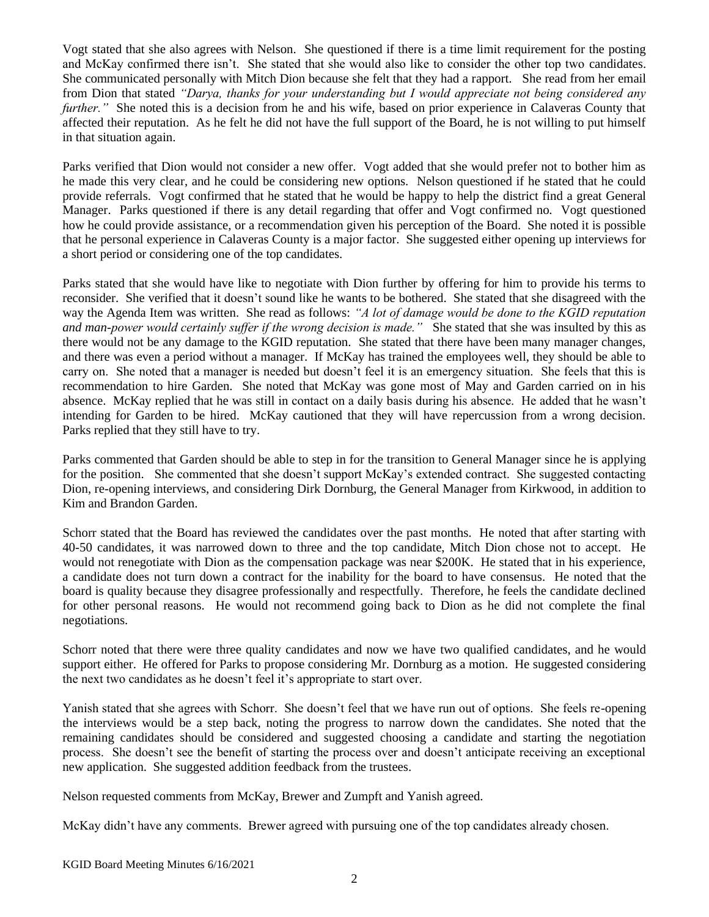Vogt stated that she also agrees with Nelson. She questioned if there is a time limit requirement for the posting and McKay confirmed there isn't. She stated that she would also like to consider the other top two candidates. She communicated personally with Mitch Dion because she felt that they had a rapport. She read from her email from Dion that stated *"Darya, thanks for your understanding but I would appreciate not being considered any further."* She noted this is a decision from he and his wife, based on prior experience in Calaveras County that affected their reputation. As he felt he did not have the full support of the Board, he is not willing to put himself in that situation again.

Parks verified that Dion would not consider a new offer. Vogt added that she would prefer not to bother him as he made this very clear, and he could be considering new options. Nelson questioned if he stated that he could provide referrals. Vogt confirmed that he stated that he would be happy to help the district find a great General Manager. Parks questioned if there is any detail regarding that offer and Vogt confirmed no. Vogt questioned how he could provide assistance, or a recommendation given his perception of the Board. She noted it is possible that he personal experience in Calaveras County is a major factor. She suggested either opening up interviews for a short period or considering one of the top candidates.

Parks stated that she would have like to negotiate with Dion further by offering for him to provide his terms to reconsider. She verified that it doesn't sound like he wants to be bothered. She stated that she disagreed with the way the Agenda Item was written. She read as follows: *"A lot of damage would be done to the KGID reputation and man-power would certainly suffer if the wrong decision is made."* She stated that she was insulted by this as there would not be any damage to the KGID reputation. She stated that there have been many manager changes, and there was even a period without a manager. If McKay has trained the employees well, they should be able to carry on. She noted that a manager is needed but doesn't feel it is an emergency situation. She feels that this is recommendation to hire Garden. She noted that McKay was gone most of May and Garden carried on in his absence. McKay replied that he was still in contact on a daily basis during his absence. He added that he wasn't intending for Garden to be hired. McKay cautioned that they will have repercussion from a wrong decision. Parks replied that they still have to try.

Parks commented that Garden should be able to step in for the transition to General Manager since he is applying for the position. She commented that she doesn't support McKay's extended contract. She suggested contacting Dion, re-opening interviews, and considering Dirk Dornburg, the General Manager from Kirkwood, in addition to Kim and Brandon Garden.

Schorr stated that the Board has reviewed the candidates over the past months. He noted that after starting with 40-50 candidates, it was narrowed down to three and the top candidate, Mitch Dion chose not to accept. He would not renegotiate with Dion as the compensation package was near $200K. He stated that in his experience, a candidate does not turn down a contract for the inability for the board to have consensus. He noted that the board is quality because they disagree professionally and respectfully. Therefore, he feels the candidate declined for other personal reasons. He would not recommend going back to Dion as he did not complete the final negotiations.

Schorr noted that there were three quality candidates and now we have two qualified candidates, and he would support either. He offered for Parks to propose considering Mr. Dornburg as a motion. He suggested considering the next two candidates as he doesn't feel it's appropriate to start over.

Yanish stated that she agrees with Schorr. She doesn't feel that we have run out of options. She feels re-opening the interviews would be a step back, noting the progress to narrow down the candidates. She noted that the remaining candidates should be considered and suggested choosing a candidate and starting the negotiation process. She doesn't see the benefit of starting the process over and doesn't anticipate receiving an exceptional new application. She suggested addition feedback from the trustees.

Nelson requested comments from McKay, Brewer and Zumpft and Yanish agreed.

McKay didn't have any comments. Brewer agreed with pursuing one of the top candidates already chosen.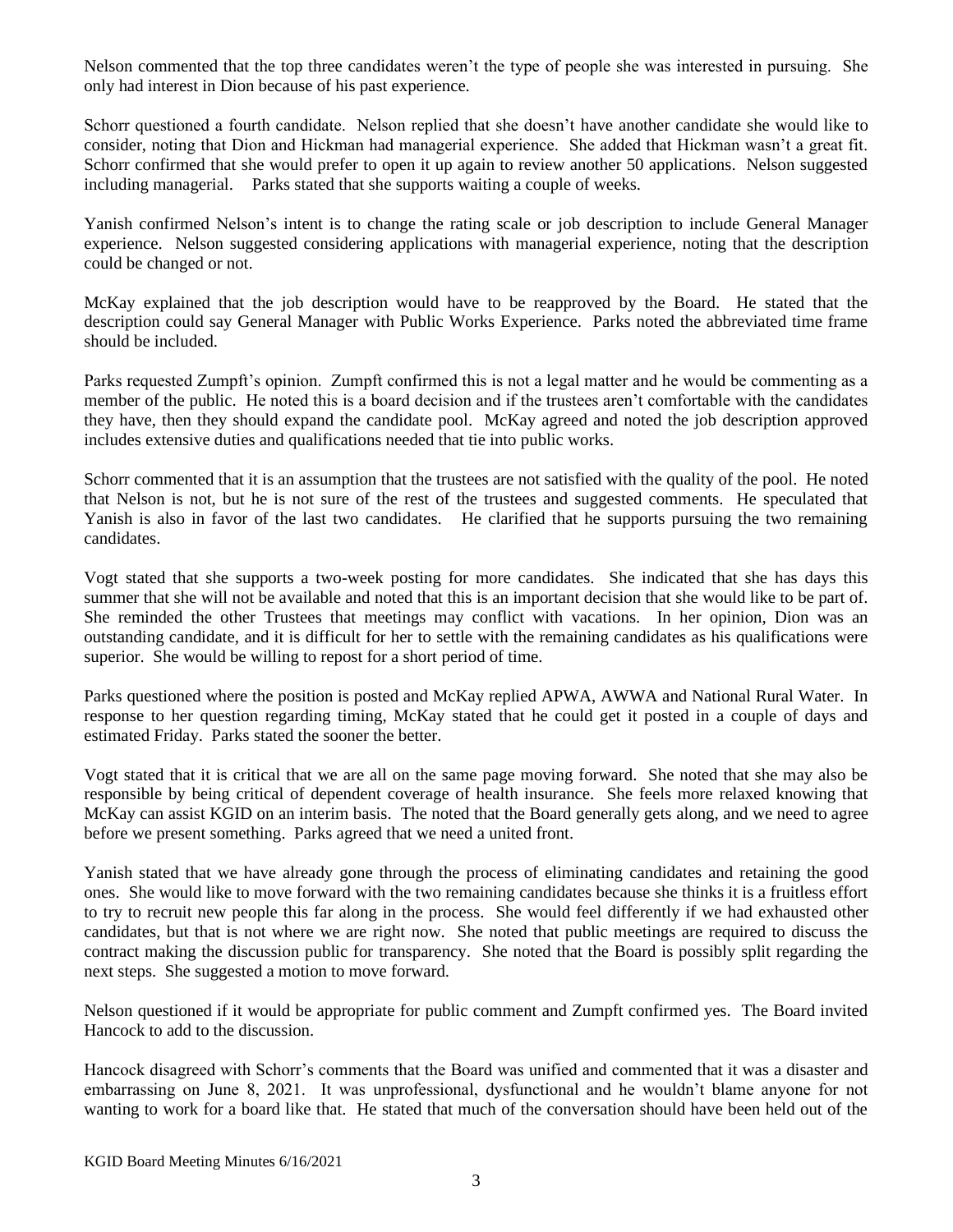Nelson commented that the top three candidates weren't the type of people she was interested in pursuing. She only had interest in Dion because of his past experience.

Schorr questioned a fourth candidate. Nelson replied that she doesn't have another candidate she would like to consider, noting that Dion and Hickman had managerial experience. She added that Hickman wasn't a great fit. Schorr confirmed that she would prefer to open it up again to review another 50 applications. Nelson suggested including managerial. Parks stated that she supports waiting a couple of weeks.

Yanish confirmed Nelson's intent is to change the rating scale or job description to include General Manager experience. Nelson suggested considering applications with managerial experience, noting that the description could be changed or not.

McKay explained that the job description would have to be reapproved by the Board. He stated that the description could say General Manager with Public Works Experience. Parks noted the abbreviated time frame should be included.

Parks requested Zumpft's opinion. Zumpft confirmed this is not a legal matter and he would be commenting as a member of the public. He noted this is a board decision and if the trustees aren't comfortable with the candidates they have, then they should expand the candidate pool. McKay agreed and noted the job description approved includes extensive duties and qualifications needed that tie into public works.

Schorr commented that it is an assumption that the trustees are not satisfied with the quality of the pool. He noted that Nelson is not, but he is not sure of the rest of the trustees and suggested comments. He speculated that Yanish is also in favor of the last two candidates. He clarified that he supports pursuing the two remaining candidates.

Vogt stated that she supports a two-week posting for more candidates. She indicated that she has days this summer that she will not be available and noted that this is an important decision that she would like to be part of. She reminded the other Trustees that meetings may conflict with vacations. In her opinion, Dion was an outstanding candidate, and it is difficult for her to settle with the remaining candidates as his qualifications were superior. She would be willing to repost for a short period of time.

Parks questioned where the position is posted and McKay replied APWA, AWWA and National Rural Water. In response to her question regarding timing, McKay stated that he could get it posted in a couple of days and estimated Friday. Parks stated the sooner the better.

Vogt stated that it is critical that we are all on the same page moving forward. She noted that she may also be responsible by being critical of dependent coverage of health insurance. She feels more relaxed knowing that McKay can assist KGID on an interim basis. The noted that the Board generally gets along, and we need to agree before we present something. Parks agreed that we need a united front.

Yanish stated that we have already gone through the process of eliminating candidates and retaining the good ones. She would like to move forward with the two remaining candidates because she thinks it is a fruitless effort to try to recruit new people this far along in the process. She would feel differently if we had exhausted other candidates, but that is not where we are right now. She noted that public meetings are required to discuss the contract making the discussion public for transparency. She noted that the Board is possibly split regarding the next steps. She suggested a motion to move forward.

Nelson questioned if it would be appropriate for public comment and Zumpft confirmed yes. The Board invited Hancock to add to the discussion.

Hancock disagreed with Schorr's comments that the Board was unified and commented that it was a disaster and embarrassing on June 8, 2021. It was unprofessional, dysfunctional and he wouldn't blame anyone for not wanting to work for a board like that. He stated that much of the conversation should have been held out of the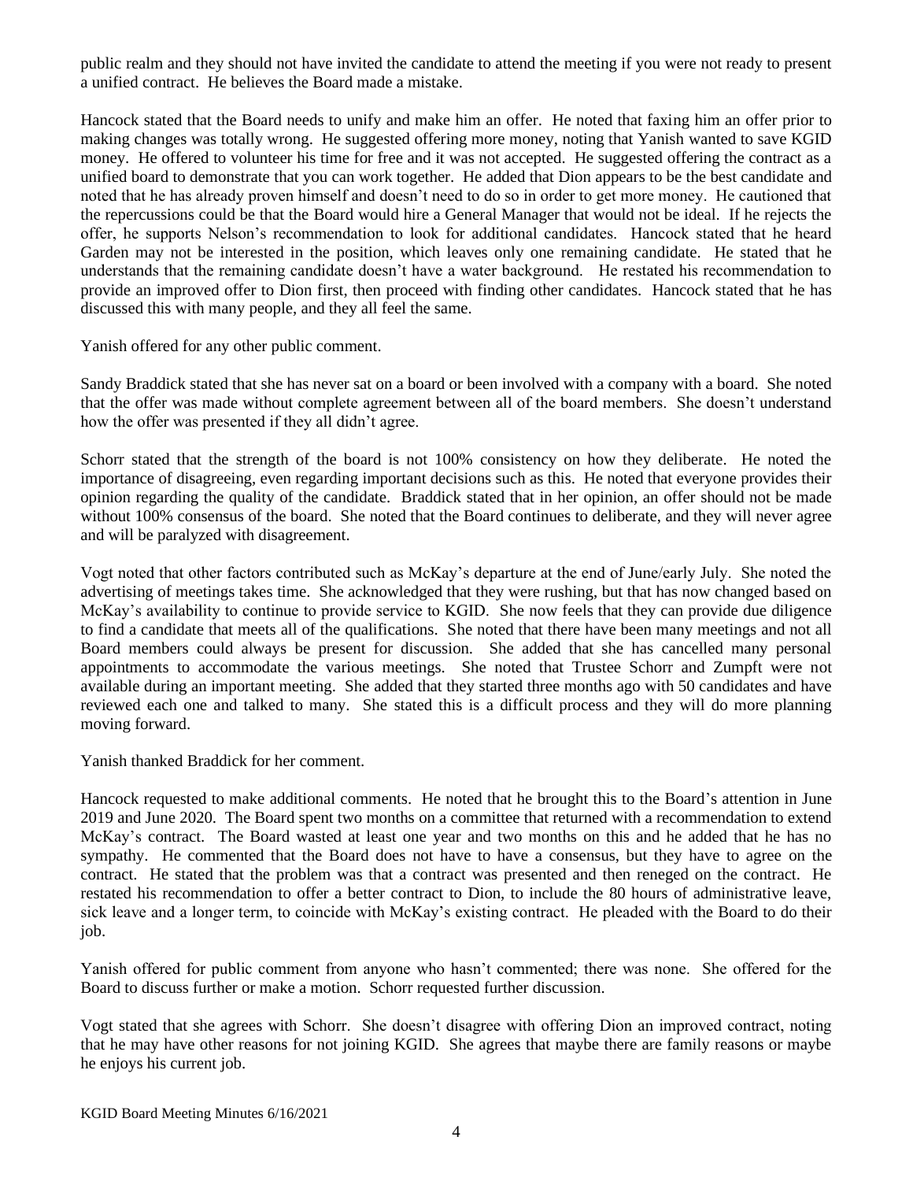public realm and they should not have invited the candidate to attend the meeting if you were not ready to present a unified contract. He believes the Board made a mistake.

Hancock stated that the Board needs to unify and make him an offer. He noted that faxing him an offer prior to making changes was totally wrong. He suggested offering more money, noting that Yanish wanted to save KGID money. He offered to volunteer his time for free and it was not accepted. He suggested offering the contract as a unified board to demonstrate that you can work together. He added that Dion appears to be the best candidate and noted that he has already proven himself and doesn't need to do so in order to get more money. He cautioned that the repercussions could be that the Board would hire a General Manager that would not be ideal. If he rejects the offer, he supports Nelson's recommendation to look for additional candidates. Hancock stated that he heard Garden may not be interested in the position, which leaves only one remaining candidate. He stated that he understands that the remaining candidate doesn't have a water background. He restated his recommendation to provide an improved offer to Dion first, then proceed with finding other candidates. Hancock stated that he has discussed this with many people, and they all feel the same.

Yanish offered for any other public comment.

Sandy Braddick stated that she has never sat on a board or been involved with a company with a board. She noted that the offer was made without complete agreement between all of the board members. She doesn't understand how the offer was presented if they all didn't agree.

Schorr stated that the strength of the board is not 100% consistency on how they deliberate. He noted the importance of disagreeing, even regarding important decisions such as this. He noted that everyone provides their opinion regarding the quality of the candidate. Braddick stated that in her opinion, an offer should not be made without 100% consensus of the board. She noted that the Board continues to deliberate, and they will never agree and will be paralyzed with disagreement.

Vogt noted that other factors contributed such as McKay's departure at the end of June/early July. She noted the advertising of meetings takes time. She acknowledged that they were rushing, but that has now changed based on McKay's availability to continue to provide service to KGID. She now feels that they can provide due diligence to find a candidate that meets all of the qualifications. She noted that there have been many meetings and not all Board members could always be present for discussion. She added that she has cancelled many personal appointments to accommodate the various meetings. She noted that Trustee Schorr and Zumpft were not available during an important meeting. She added that they started three months ago with 50 candidates and have reviewed each one and talked to many. She stated this is a difficult process and they will do more planning moving forward.

Yanish thanked Braddick for her comment.

Hancock requested to make additional comments. He noted that he brought this to the Board's attention in June 2019 and June 2020. The Board spent two months on a committee that returned with a recommendation to extend McKay's contract. The Board wasted at least one year and two months on this and he added that he has no sympathy. He commented that the Board does not have to have a consensus, but they have to agree on the contract. He stated that the problem was that a contract was presented and then reneged on the contract. He restated his recommendation to offer a better contract to Dion, to include the 80 hours of administrative leave, sick leave and a longer term, to coincide with McKay's existing contract. He pleaded with the Board to do their job.

Yanish offered for public comment from anyone who hasn't commented; there was none. She offered for the Board to discuss further or make a motion. Schorr requested further discussion.

Vogt stated that she agrees with Schorr. She doesn't disagree with offering Dion an improved contract, noting that he may have other reasons for not joining KGID. She agrees that maybe there are family reasons or maybe he enjoys his current job.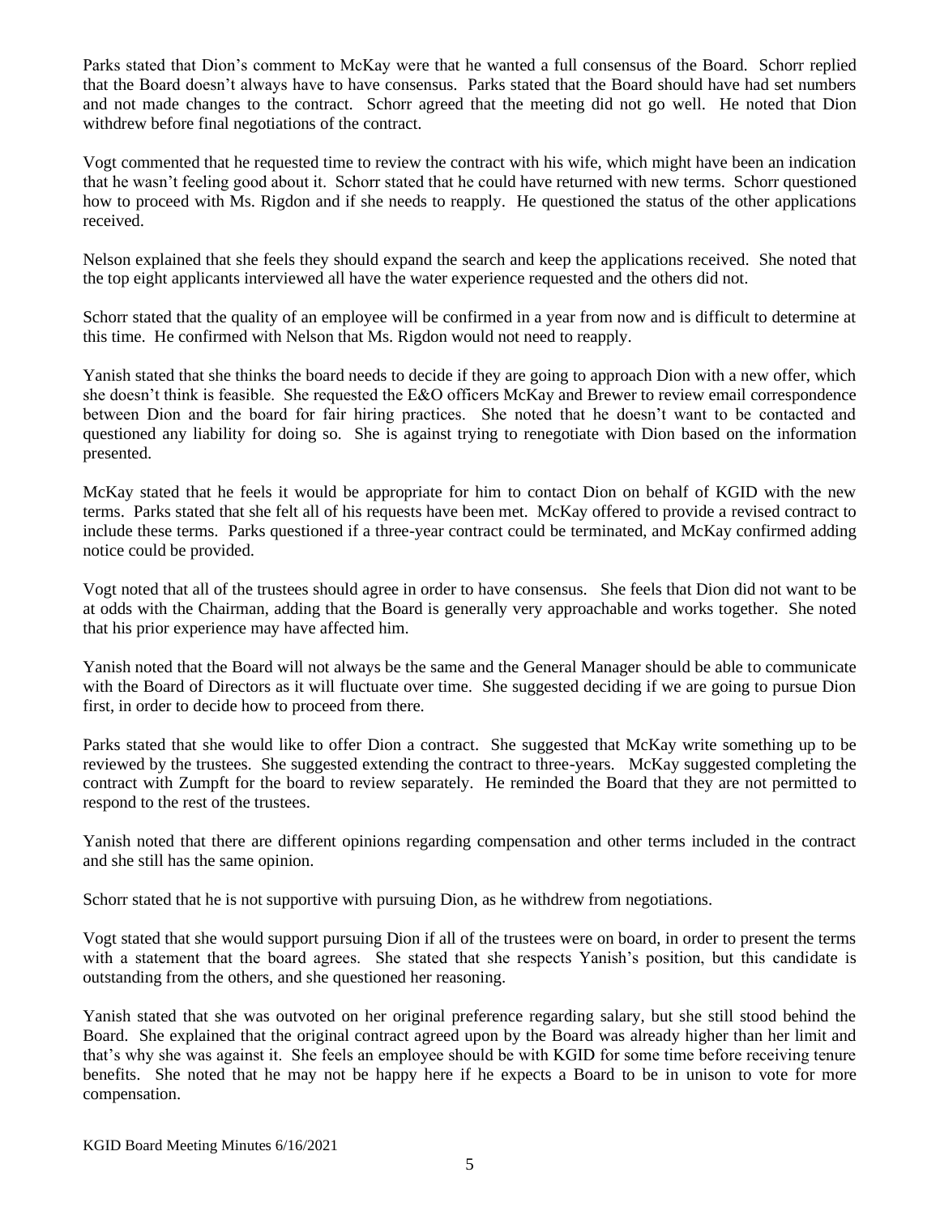Parks stated that Dion's comment to McKay were that he wanted a full consensus of the Board. Schorr replied that the Board doesn't always have to have consensus. Parks stated that the Board should have had set numbers and not made changes to the contract. Schorr agreed that the meeting did not go well. He noted that Dion withdrew before final negotiations of the contract.

Vogt commented that he requested time to review the contract with his wife, which might have been an indication that he wasn't feeling good about it. Schorr stated that he could have returned with new terms. Schorr questioned how to proceed with Ms. Rigdon and if she needs to reapply. He questioned the status of the other applications received.

Nelson explained that she feels they should expand the search and keep the applications received. She noted that the top eight applicants interviewed all have the water experience requested and the others did not.

Schorr stated that the quality of an employee will be confirmed in a year from now and is difficult to determine at this time. He confirmed with Nelson that Ms. Rigdon would not need to reapply.

Yanish stated that she thinks the board needs to decide if they are going to approach Dion with a new offer, which she doesn't think is feasible. She requested the E&O officers McKay and Brewer to review email correspondence between Dion and the board for fair hiring practices. She noted that he doesn't want to be contacted and questioned any liability for doing so. She is against trying to renegotiate with Dion based on the information presented.

McKay stated that he feels it would be appropriate for him to contact Dion on behalf of KGID with the new terms. Parks stated that she felt all of his requests have been met. McKay offered to provide a revised contract to include these terms. Parks questioned if a three-year contract could be terminated, and McKay confirmed adding notice could be provided.

Vogt noted that all of the trustees should agree in order to have consensus. She feels that Dion did not want to be at odds with the Chairman, adding that the Board is generally very approachable and works together. She noted that his prior experience may have affected him.

Yanish noted that the Board will not always be the same and the General Manager should be able to communicate with the Board of Directors as it will fluctuate over time. She suggested deciding if we are going to pursue Dion first, in order to decide how to proceed from there.

Parks stated that she would like to offer Dion a contract. She suggested that McKay write something up to be reviewed by the trustees. She suggested extending the contract to three-years. McKay suggested completing the contract with Zumpft for the board to review separately. He reminded the Board that they are not permitted to respond to the rest of the trustees.

Yanish noted that there are different opinions regarding compensation and other terms included in the contract and she still has the same opinion.

Schorr stated that he is not supportive with pursuing Dion, as he withdrew from negotiations.

Vogt stated that she would support pursuing Dion if all of the trustees were on board, in order to present the terms with a statement that the board agrees. She stated that she respects Yanish's position, but this candidate is outstanding from the others, and she questioned her reasoning.

Yanish stated that she was outvoted on her original preference regarding salary, but she still stood behind the Board. She explained that the original contract agreed upon by the Board was already higher than her limit and that's why she was against it. She feels an employee should be with KGID for some time before receiving tenure benefits. She noted that he may not be happy here if he expects a Board to be in unison to vote for more compensation.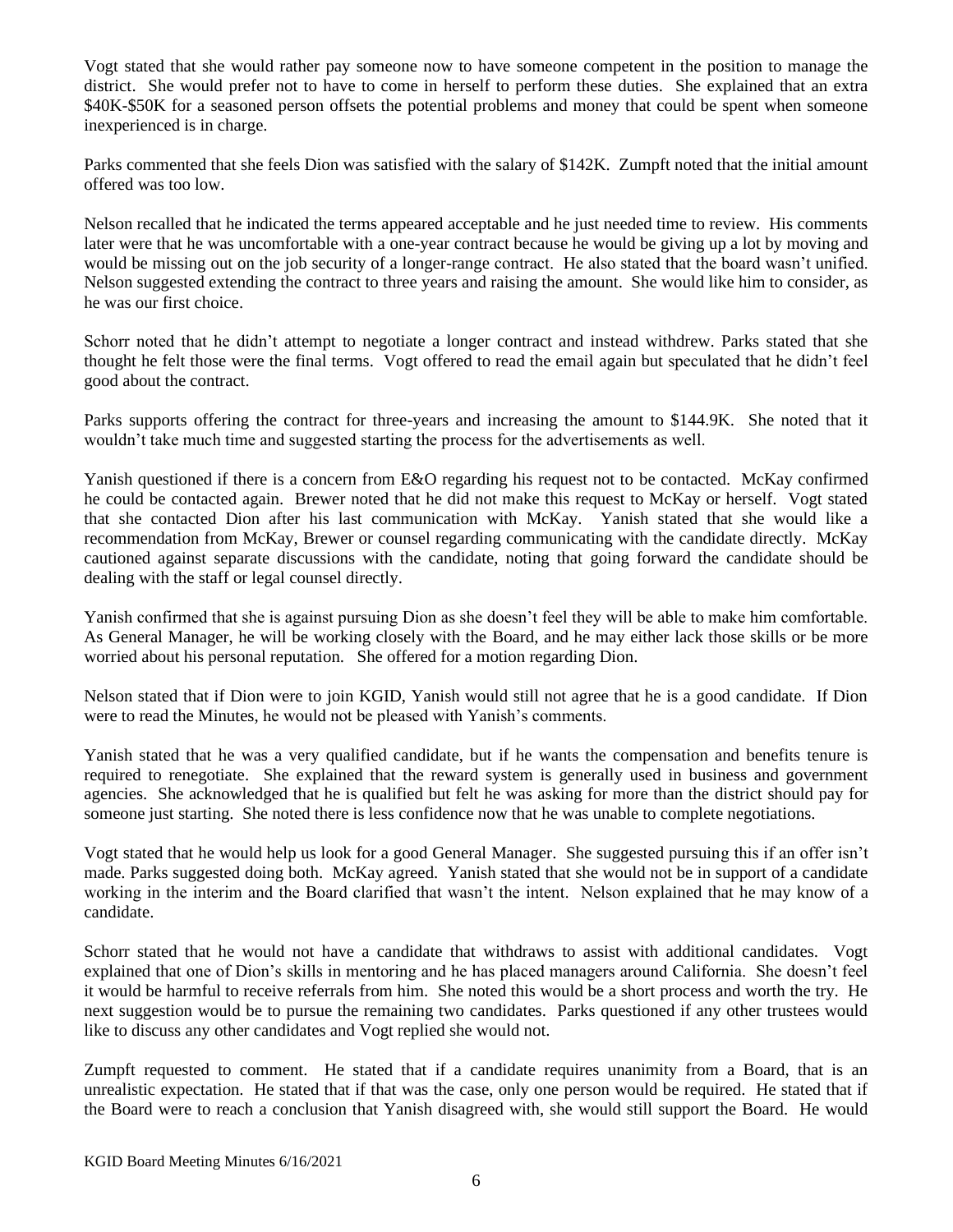Vogt stated that she would rather pay someone now to have someone competent in the position to manage the district. She would prefer not to have to come in herself to perform these duties. She explained that an extra $40K-$50K for a seasoned person offsets the potential problems and money that could be spent when someone inexperienced is in charge.

Parks commented that she feels Dion was satisfied with the salary of $142K. Zumpft noted that the initial amount offered was too low.

Nelson recalled that he indicated the terms appeared acceptable and he just needed time to review. His comments later were that he was uncomfortable with a one-year contract because he would be giving up a lot by moving and would be missing out on the job security of a longer-range contract. He also stated that the board wasn't unified. Nelson suggested extending the contract to three years and raising the amount. She would like him to consider, as he was our first choice.

Schorr noted that he didn't attempt to negotiate a longer contract and instead withdrew. Parks stated that she thought he felt those were the final terms. Vogt offered to read the email again but speculated that he didn't feel good about the contract.

Parks supports offering the contract for three-years and increasing the amount to $144.9K. She noted that it wouldn't take much time and suggested starting the process for the advertisements as well.

Yanish questioned if there is a concern from E&O regarding his request not to be contacted. McKay confirmed he could be contacted again. Brewer noted that he did not make this request to McKay or herself. Vogt stated that she contacted Dion after his last communication with McKay. Yanish stated that she would like a recommendation from McKay, Brewer or counsel regarding communicating with the candidate directly. McKay cautioned against separate discussions with the candidate, noting that going forward the candidate should be dealing with the staff or legal counsel directly.

Yanish confirmed that she is against pursuing Dion as she doesn't feel they will be able to make him comfortable. As General Manager, he will be working closely with the Board, and he may either lack those skills or be more worried about his personal reputation. She offered for a motion regarding Dion.

Nelson stated that if Dion were to join KGID, Yanish would still not agree that he is a good candidate. If Dion were to read the Minutes, he would not be pleased with Yanish's comments.

Yanish stated that he was a very qualified candidate, but if he wants the compensation and benefits tenure is required to renegotiate. She explained that the reward system is generally used in business and government agencies. She acknowledged that he is qualified but felt he was asking for more than the district should pay for someone just starting. She noted there is less confidence now that he was unable to complete negotiations.

Vogt stated that he would help us look for a good General Manager. She suggested pursuing this if an offer isn't made. Parks suggested doing both. McKay agreed. Yanish stated that she would not be in support of a candidate working in the interim and the Board clarified that wasn't the intent. Nelson explained that he may know of a candidate.

Schorr stated that he would not have a candidate that withdraws to assist with additional candidates. Vogt explained that one of Dion's skills in mentoring and he has placed managers around California. She doesn't feel it would be harmful to receive referrals from him. She noted this would be a short process and worth the try. He next suggestion would be to pursue the remaining two candidates. Parks questioned if any other trustees would like to discuss any other candidates and Vogt replied she would not.

Zumpft requested to comment. He stated that if a candidate requires unanimity from a Board, that is an unrealistic expectation. He stated that if that was the case, only one person would be required. He stated that if the Board were to reach a conclusion that Yanish disagreed with, she would still support the Board. He would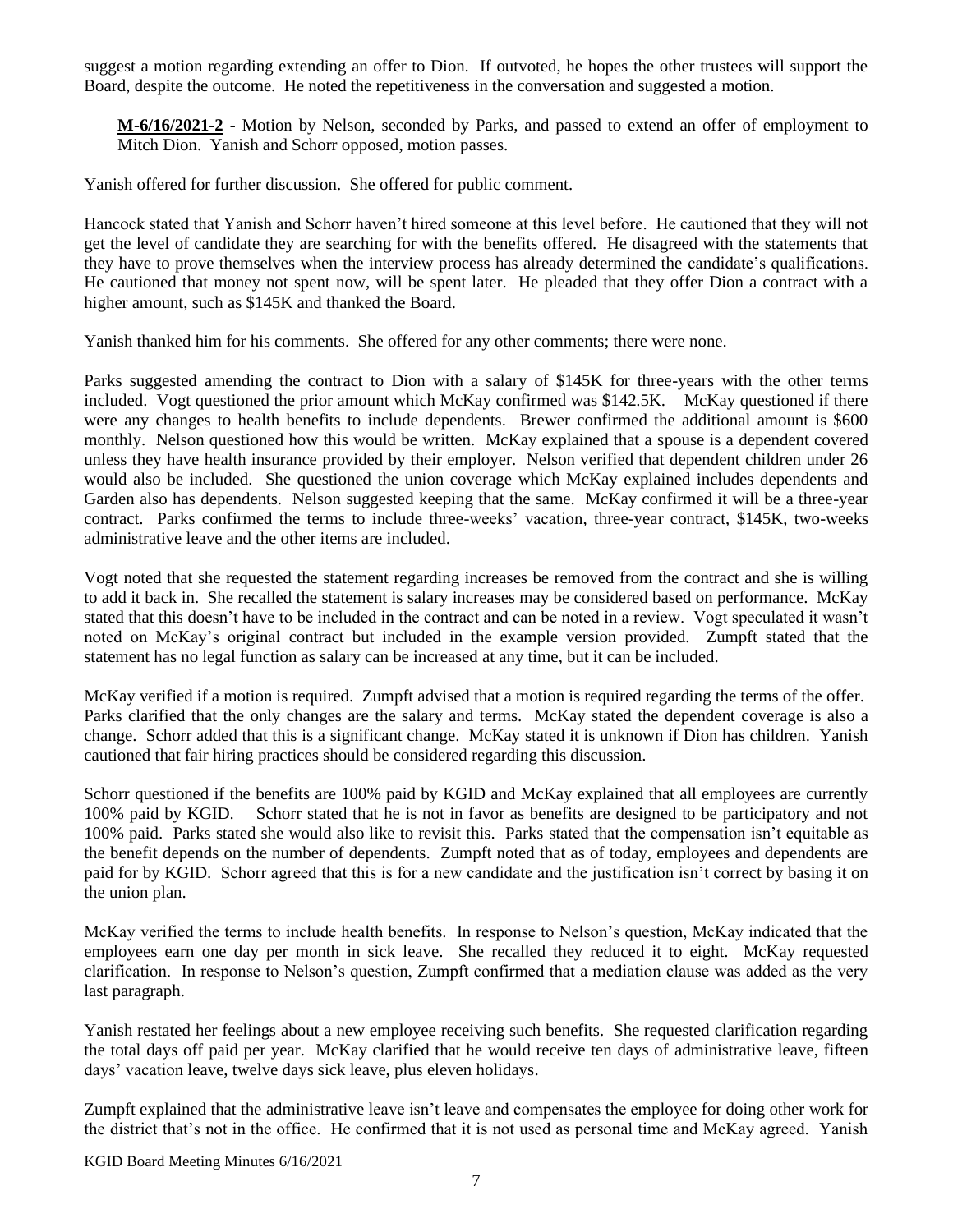suggest a motion regarding extending an offer to Dion. If outvoted, he hopes the other trustees will support the Board, despite the outcome. He noted the repetitiveness in the conversation and suggested a motion.

> **M-6/16/2021-2** - Motion by Nelson, seconded by Parks, and passed to extend an offer of employment to Mitch Dion. Yanish and Schorr opposed, motion passes.

Yanish offered for further discussion. She offered for public comment.

Hancock stated that Yanish and Schorr haven't hired someone at this level before. He cautioned that they will not get the level of candidate they are searching for with the benefits offered. He disagreed with the statements that they have to prove themselves when the interview process has already determined the candidate's qualifications. He cautioned that money not spent now, will be spent later. He pleaded that they offer Dion a contract with a higher amount, such as $145K and thanked the Board.

Yanish thanked him for his comments. She offered for any other comments; there were none.

Parks suggested amending the contract to Dion with a salary of $145K for three-years with the other terms included. Vogt questioned the prior amount which McKay confirmed was $142.5K. McKay questioned if there were any changes to health benefits to include dependents. Brewer confirmed the additional amount is $600 monthly. Nelson questioned how this would be written. McKay explained that a spouse is a dependent covered unless they have health insurance provided by their employer. Nelson verified that dependent children under 26 would also be included. She questioned the union coverage which McKay explained includes dependents and Garden also has dependents. Nelson suggested keeping that the same. McKay confirmed it will be a three-year contract. Parks confirmed the terms to include three-weeks' vacation, three-year contract, $145K, two-weeks administrative leave and the other items are included.

Vogt noted that she requested the statement regarding increases be removed from the contract and she is willing to add it back in. She recalled the statement is salary increases may be considered based on performance. McKay stated that this doesn't have to be included in the contract and can be noted in a review. Vogt speculated it wasn't noted on McKay's original contract but included in the example version provided. Zumpft stated that the statement has no legal function as salary can be increased at any time, but it can be included.

McKay verified if a motion is required. Zumpft advised that a motion is required regarding the terms of the offer. Parks clarified that the only changes are the salary and terms. McKay stated the dependent coverage is also a change. Schorr added that this is a significant change. McKay stated it is unknown if Dion has children. Yanish cautioned that fair hiring practices should be considered regarding this discussion.

Schorr questioned if the benefits are 100% paid by KGID and McKay explained that all employees are currently 100% paid by KGID. Schorr stated that he is not in favor as benefits are designed to be participatory and not 100% paid. Parks stated she would also like to revisit this. Parks stated that the compensation isn't equitable as the benefit depends on the number of dependents. Zumpft noted that as of today, employees and dependents are paid for by KGID. Schorr agreed that this is for a new candidate and the justification isn't correct by basing it on the union plan.

McKay verified the terms to include health benefits. In response to Nelson's question, McKay indicated that the employees earn one day per month in sick leave. She recalled they reduced it to eight. McKay requested clarification. In response to Nelson's question, Zumpft confirmed that a mediation clause was added as the very last paragraph.

Yanish restated her feelings about a new employee receiving such benefits. She requested clarification regarding the total days off paid per year. McKay clarified that he would receive ten days of administrative leave, fifteen days' vacation leave, twelve days sick leave, plus eleven holidays.

Zumpft explained that the administrative leave isn't leave and compensates the employee for doing other work for the district that's not in the office. He confirmed that it is not used as personal time and McKay agreed. Yanish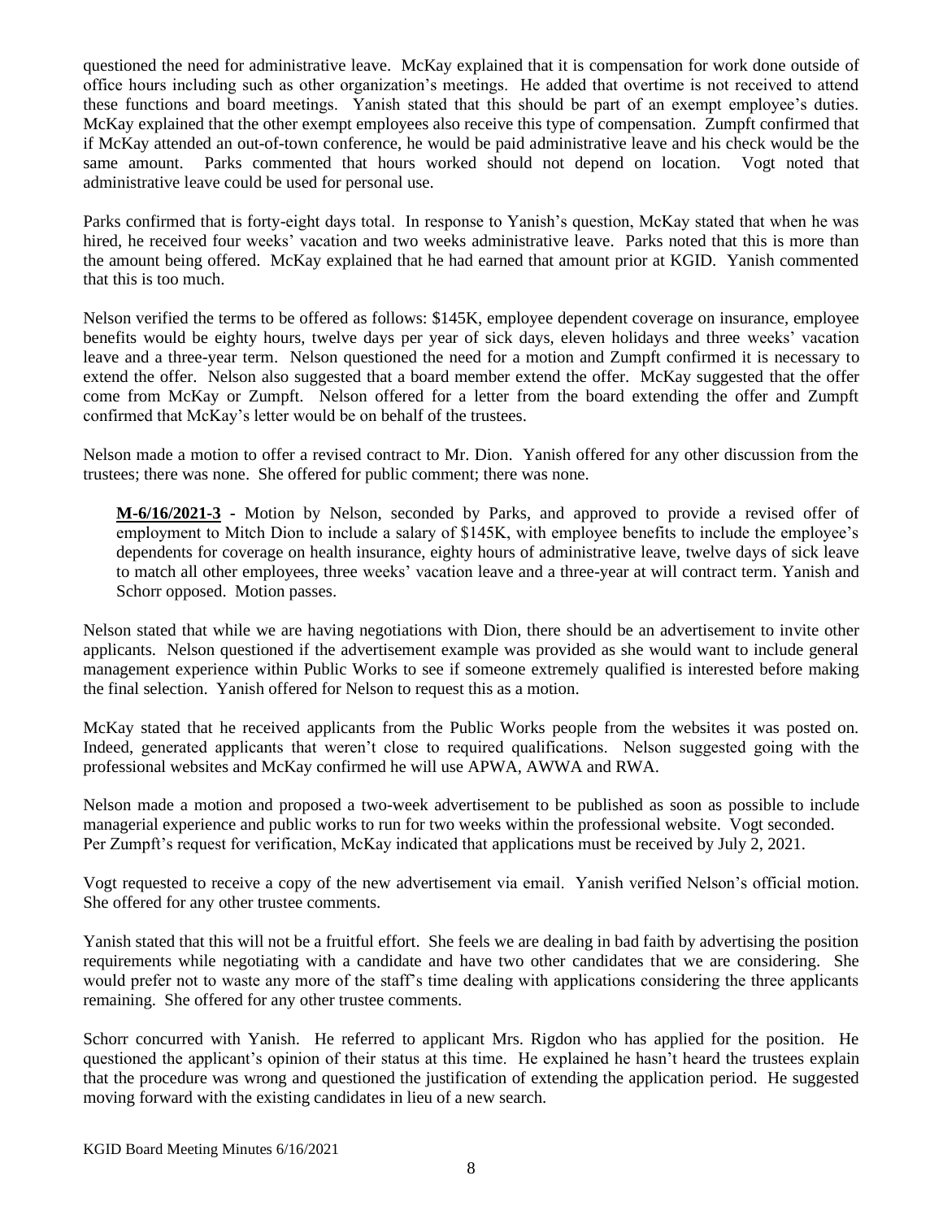questioned the need for administrative leave. McKay explained that it is compensation for work done outside of office hours including such as other organization's meetings. He added that overtime is not received to attend these functions and board meetings. Yanish stated that this should be part of an exempt employee's duties. McKay explained that the other exempt employees also receive this type of compensation. Zumpft confirmed that if McKay attended an out-of-town conference, he would be paid administrative leave and his check would be the same amount. Parks commented that hours worked should not depend on location. Vogt noted that administrative leave could be used for personal use.

Parks confirmed that is forty-eight days total. In response to Yanish's question, McKay stated that when he was hired, he received four weeks' vacation and two weeks administrative leave. Parks noted that this is more than the amount being offered. McKay explained that he had earned that amount prior at KGID. Yanish commented that this is too much.

Nelson verified the terms to be offered as follows: \$145K, employee dependent coverage on insurance, employee benefits would be eighty hours, twelve days per year of sick days, eleven holidays and three weeks' vacation leave and a three-year term. Nelson questioned the need for a motion and Zumpft confirmed it is necessary to extend the offer. Nelson also suggested that a board member extend the offer. McKay suggested that the offer come from McKay or Zumpft. Nelson offered for a letter from the board extending the offer and Zumpft confirmed that McKay's letter would be on behalf of the trustees.

Nelson made a motion to offer a revised contract to Mr. Dion. Yanish offered for any other discussion from the trustees; there was none. She offered for public comment; there was none.

> **M-6/16/2021-3** - Motion by Nelson, seconded by Parks, and approved to provide a revised offer of employment to Mitch Dion to include a salary of \$145K, with employee benefits to include the employee's dependents for coverage on health insurance, eighty hours of administrative leave, twelve days of sick leave to match all other employees, three weeks' vacation leave and a three-year at will contract term. Yanish and Schorr opposed. Motion passes.

Nelson stated that while we are having negotiations with Dion, there should be an advertisement to invite other applicants. Nelson questioned if the advertisement example was provided as she would want to include general management experience within Public Works to see if someone extremely qualified is interested before making the final selection. Yanish offered for Nelson to request this as a motion.

McKay stated that he received applicants from the Public Works people from the websites it was posted on. Indeed, generated applicants that weren't close to required qualifications. Nelson suggested going with the professional websites and McKay confirmed he will use APWA, AWWA and RWA.

Nelson made a motion and proposed a two-week advertisement to be published as soon as possible to include managerial experience and public works to run for two weeks within the professional website. Vogt seconded. Per Zumpft's request for verification, McKay indicated that applications must be received by July 2, 2021.

Vogt requested to receive a copy of the new advertisement via email. Yanish verified Nelson's official motion. She offered for any other trustee comments.

Yanish stated that this will not be a fruitful effort. She feels we are dealing in bad faith by advertising the position requirements while negotiating with a candidate and have two other candidates that we are considering. She would prefer not to waste any more of the staff's time dealing with applications considering the three applicants remaining. She offered for any other trustee comments.

Schorr concurred with Yanish. He referred to applicant Mrs. Rigdon who has applied for the position. He questioned the applicant's opinion of their status at this time. He explained he hasn't heard the trustees explain that the procedure was wrong and questioned the justification of extending the application period. He suggested moving forward with the existing candidates in lieu of a new search.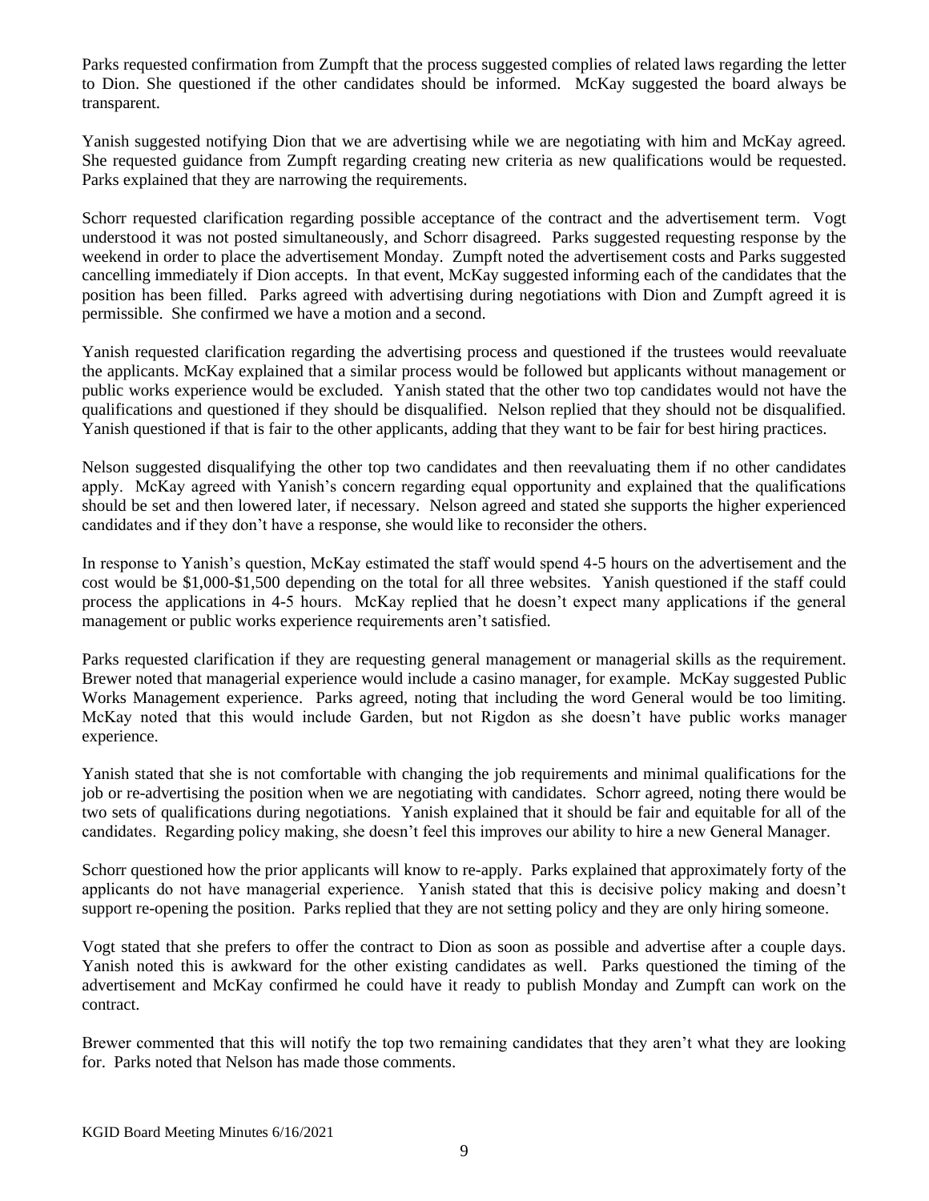Parks requested confirmation from Zumpft that the process suggested complies of related laws regarding the letter to Dion. She questioned if the other candidates should be informed. McKay suggested the board always be transparent.

Yanish suggested notifying Dion that we are advertising while we are negotiating with him and McKay agreed. She requested guidance from Zumpft regarding creating new criteria as new qualifications would be requested. Parks explained that they are narrowing the requirements.

Schorr requested clarification regarding possible acceptance of the contract and the advertisement term. Vogt understood it was not posted simultaneously, and Schorr disagreed. Parks suggested requesting response by the weekend in order to place the advertisement Monday. Zumpft noted the advertisement costs and Parks suggested cancelling immediately if Dion accepts. In that event, McKay suggested informing each of the candidates that the position has been filled. Parks agreed with advertising during negotiations with Dion and Zumpft agreed it is permissible. She confirmed we have a motion and a second.

Yanish requested clarification regarding the advertising process and questioned if the trustees would reevaluate the applicants. McKay explained that a similar process would be followed but applicants without management or public works experience would be excluded. Yanish stated that the other two top candidates would not have the qualifications and questioned if they should be disqualified. Nelson replied that they should not be disqualified. Yanish questioned if that is fair to the other applicants, adding that they want to be fair for best hiring practices.

Nelson suggested disqualifying the other top two candidates and then reevaluating them if no other candidates apply. McKay agreed with Yanish's concern regarding equal opportunity and explained that the qualifications should be set and then lowered later, if necessary. Nelson agreed and stated she supports the higher experienced candidates and if they don't have a response, she would like to reconsider the others.

In response to Yanish's question, McKay estimated the staff would spend 4-5 hours on the advertisement and the cost would be $1,000-$1,500 depending on the total for all three websites. Yanish questioned if the staff could process the applications in 4-5 hours. McKay replied that he doesn't expect many applications if the general management or public works experience requirements aren't satisfied.

Parks requested clarification if they are requesting general management or managerial skills as the requirement. Brewer noted that managerial experience would include a casino manager, for example. McKay suggested Public Works Management experience. Parks agreed, noting that including the word General would be too limiting. McKay noted that this would include Garden, but not Rigdon as she doesn't have public works manager experience.

Yanish stated that she is not comfortable with changing the job requirements and minimal qualifications for the job or re-advertising the position when we are negotiating with candidates. Schorr agreed, noting there would be two sets of qualifications during negotiations. Yanish explained that it should be fair and equitable for all of the candidates. Regarding policy making, she doesn't feel this improves our ability to hire a new General Manager.

Schorr questioned how the prior applicants will know to re-apply. Parks explained that approximately forty of the applicants do not have managerial experience. Yanish stated that this is decisive policy making and doesn't support re-opening the position. Parks replied that they are not setting policy and they are only hiring someone.

Vogt stated that she prefers to offer the contract to Dion as soon as possible and advertise after a couple days. Yanish noted this is awkward for the other existing candidates as well. Parks questioned the timing of the advertisement and McKay confirmed he could have it ready to publish Monday and Zumpft can work on the contract.

Brewer commented that this will notify the top two remaining candidates that they aren't what they are looking for. Parks noted that Nelson has made those comments.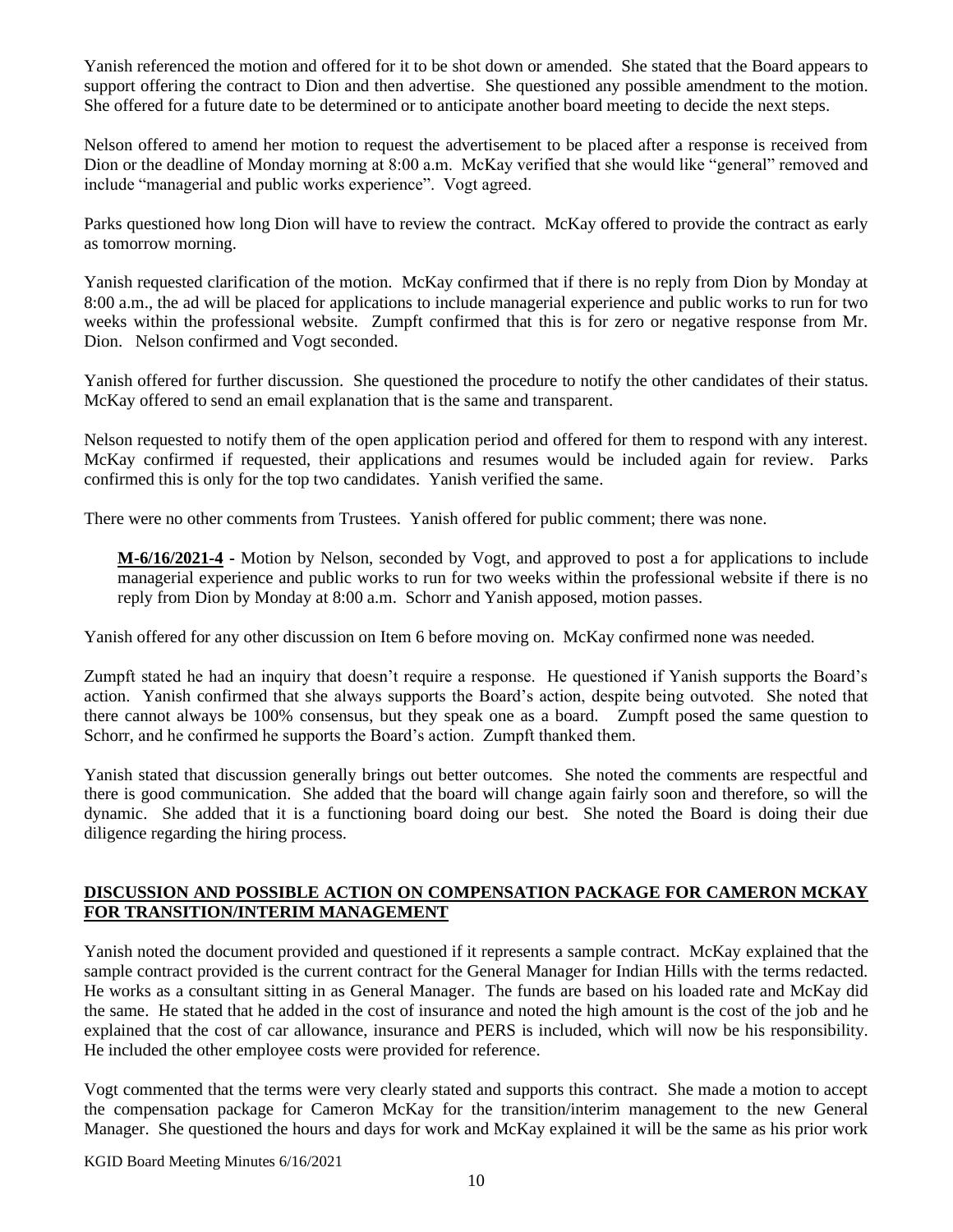Yanish referenced the motion and offered for it to be shot down or amended. She stated that the Board appears to support offering the contract to Dion and then advertise. She questioned any possible amendment to the motion. She offered for a future date to be determined or to anticipate another board meeting to decide the next steps.

Nelson offered to amend her motion to request the advertisement to be placed after a response is received from Dion or the deadline of Monday morning at 8:00 a.m. McKay verified that she would like "general" removed and include "managerial and public works experience". Vogt agreed.

Parks questioned how long Dion will have to review the contract. McKay offered to provide the contract as early as tomorrow morning.

Yanish requested clarification of the motion. McKay confirmed that if there is no reply from Dion by Monday at 8:00 a.m., the ad will be placed for applications to include managerial experience and public works to run for two weeks within the professional website. Zumpft confirmed that this is for zero or negative response from Mr. Dion. Nelson confirmed and Vogt seconded.

Yanish offered for further discussion. She questioned the procedure to notify the other candidates of their status. McKay offered to send an email explanation that is the same and transparent.

Nelson requested to notify them of the open application period and offered for them to respond with any interest. McKay confirmed if requested, their applications and resumes would be included again for review. Parks confirmed this is only for the top two candidates. Yanish verified the same.

There were no other comments from Trustees. Yanish offered for public comment; there was none.

> **M-6/16/2021-4** - Motion by Nelson, seconded by Vogt, and approved to post a for applications to include managerial experience and public works to run for two weeks within the professional website if there is no reply from Dion by Monday at 8:00 a.m. Schorr and Yanish apposed, motion passes.

Yanish offered for any other discussion on Item 6 before moving on. McKay confirmed none was needed.

Zumpft stated he had an inquiry that doesn't require a response. He questioned if Yanish supports the Board's action. Yanish confirmed that she always supports the Board's action, despite being outvoted. She noted that there cannot always be 100% consensus, but they speak one as a board. Zumpft posed the same question to Schorr, and he confirmed he supports the Board's action. Zumpft thanked them.

Yanish stated that discussion generally brings out better outcomes. She noted the comments are respectful and there is good communication. She added that the board will change again fairly soon and therefore, so will the dynamic. She added that it is a functioning board doing our best. She noted the Board is doing their due diligence regarding the hiring process.

## DISCUSSION AND POSSIBLE ACTION ON COMPENSATION PACKAGE FOR CAMERON MCKAY FOR TRANSITION/INTERIM MANAGEMENT

Yanish noted the document provided and questioned if it represents a sample contract. McKay explained that the sample contract provided is the current contract for the General Manager for Indian Hills with the terms redacted. He works as a consultant sitting in as General Manager. The funds are based on his loaded rate and McKay did the same. He stated that he added in the cost of insurance and noted the high amount is the cost of the job and he explained that the cost of car allowance, insurance and PERS is included, which will now be his responsibility. He included the other employee costs were provided for reference.

Vogt commented that the terms were very clearly stated and supports this contract. She made a motion to accept the compensation package for Cameron McKay for the transition/interim management to the new General Manager. She questioned the hours and days for work and McKay explained it will be the same as his prior work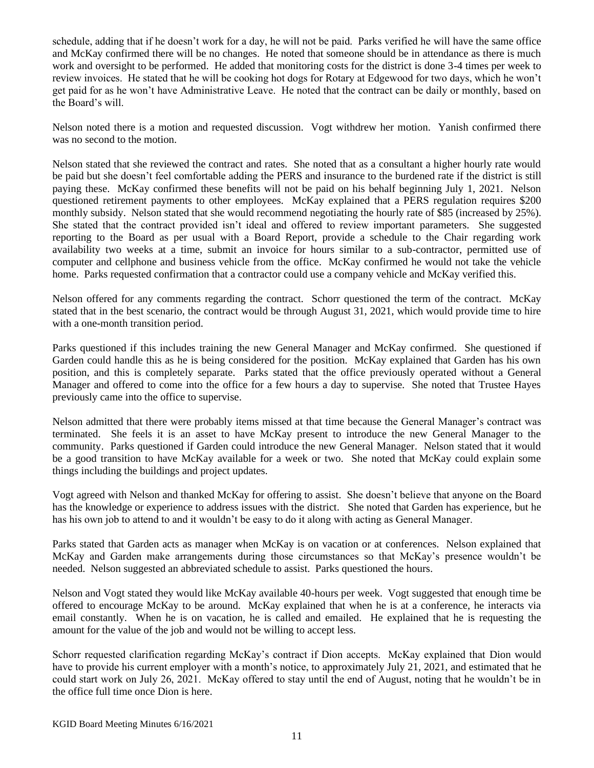schedule, adding that if he doesn't work for a day, he will not be paid. Parks verified he will have the same office and McKay confirmed there will be no changes. He noted that someone should be in attendance as there is much work and oversight to be performed. He added that monitoring costs for the district is done 3-4 times per week to review invoices. He stated that he will be cooking hot dogs for Rotary at Edgewood for two days, which he won't get paid for as he won't have Administrative Leave. He noted that the contract can be daily or monthly, based on the Board's will.

Nelson noted there is a motion and requested discussion. Vogt withdrew her motion. Yanish confirmed there was no second to the motion.

Nelson stated that she reviewed the contract and rates. She noted that as a consultant a higher hourly rate would be paid but she doesn't feel comfortable adding the PERS and insurance to the burdened rate if the district is still paying these. McKay confirmed these benefits will not be paid on his behalf beginning July 1, 2021. Nelson questioned retirement payments to other employees. McKay explained that a PERS regulation requires $200 monthly subsidy. Nelson stated that she would recommend negotiating the hourly rate of $85 (increased by 25%). She stated that the contract provided isn't ideal and offered to review important parameters. She suggested reporting to the Board as per usual with a Board Report, provide a schedule to the Chair regarding work availability two weeks at a time, submit an invoice for hours similar to a sub-contractor, permitted use of computer and cellphone and business vehicle from the office. McKay confirmed he would not take the vehicle home. Parks requested confirmation that a contractor could use a company vehicle and McKay verified this.

Nelson offered for any comments regarding the contract. Schorr questioned the term of the contract. McKay stated that in the best scenario, the contract would be through August 31, 2021, which would provide time to hire with a one-month transition period.

Parks questioned if this includes training the new General Manager and McKay confirmed. She questioned if Garden could handle this as he is being considered for the position. McKay explained that Garden has his own position, and this is completely separate. Parks stated that the office previously operated without a General Manager and offered to come into the office for a few hours a day to supervise. She noted that Trustee Hayes previously came into the office to supervise.

Nelson admitted that there were probably items missed at that time because the General Manager's contract was terminated. She feels it is an asset to have McKay present to introduce the new General Manager to the community. Parks questioned if Garden could introduce the new General Manager. Nelson stated that it would be a good transition to have McKay available for a week or two. She noted that McKay could explain some things including the buildings and project updates.

Vogt agreed with Nelson and thanked McKay for offering to assist. She doesn't believe that anyone on the Board has the knowledge or experience to address issues with the district. She noted that Garden has experience, but he has his own job to attend to and it wouldn't be easy to do it along with acting as General Manager.

Parks stated that Garden acts as manager when McKay is on vacation or at conferences. Nelson explained that McKay and Garden make arrangements during those circumstances so that McKay's presence wouldn't be needed. Nelson suggested an abbreviated schedule to assist. Parks questioned the hours.

Nelson and Vogt stated they would like McKay available 40-hours per week. Vogt suggested that enough time be offered to encourage McKay to be around. McKay explained that when he is at a conference, he interacts via email constantly. When he is on vacation, he is called and emailed. He explained that he is requesting the amount for the value of the job and would not be willing to accept less.

Schorr requested clarification regarding McKay's contract if Dion accepts. McKay explained that Dion would have to provide his current employer with a month's notice, to approximately July 21, 2021, and estimated that he could start work on July 26, 2021. McKay offered to stay until the end of August, noting that he wouldn't be in the office full time once Dion is here.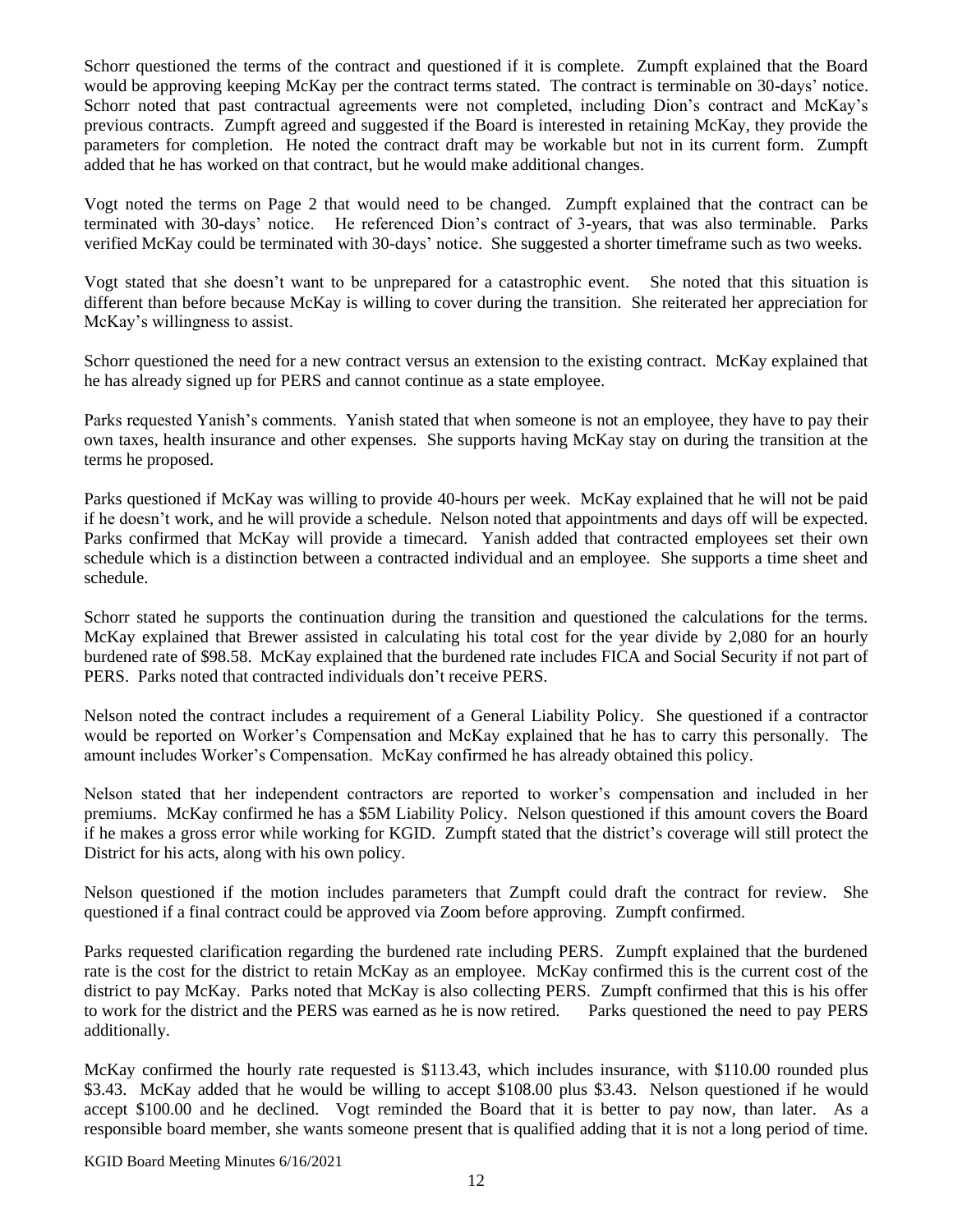Schorr questioned the terms of the contract and questioned if it is complete. Zumpft explained that the Board would be approving keeping McKay per the contract terms stated. The contract is terminable on 30-days' notice. Schorr noted that past contractual agreements were not completed, including Dion's contract and McKay's previous contracts. Zumpft agreed and suggested if the Board is interested in retaining McKay, they provide the parameters for completion. He noted the contract draft may be workable but not in its current form. Zumpft added that he has worked on that contract, but he would make additional changes.

Vogt noted the terms on Page 2 that would need to be changed. Zumpft explained that the contract can be terminated with 30-days' notice. He referenced Dion's contract of 3-years, that was also terminable. Parks verified McKay could be terminated with 30-days' notice. She suggested a shorter timeframe such as two weeks.

Vogt stated that she doesn't want to be unprepared for a catastrophic event. She noted that this situation is different than before because McKay is willing to cover during the transition. She reiterated her appreciation for McKay's willingness to assist.

Schorr questioned the need for a new contract versus an extension to the existing contract. McKay explained that he has already signed up for PERS and cannot continue as a state employee.

Parks requested Yanish's comments. Yanish stated that when someone is not an employee, they have to pay their own taxes, health insurance and other expenses. She supports having McKay stay on during the transition at the terms he proposed.

Parks questioned if McKay was willing to provide 40-hours per week. McKay explained that he will not be paid if he doesn't work, and he will provide a schedule. Nelson noted that appointments and days off will be expected. Parks confirmed that McKay will provide a timecard. Yanish added that contracted employees set their own schedule which is a distinction between a contracted individual and an employee. She supports a time sheet and schedule.

Schorr stated he supports the continuation during the transition and questioned the calculations for the terms. McKay explained that Brewer assisted in calculating his total cost for the year divide by 2,080 for an hourly burdened rate of $98.58. McKay explained that the burdened rate includes FICA and Social Security if not part of PERS. Parks noted that contracted individuals don't receive PERS.

Nelson noted the contract includes a requirement of a General Liability Policy. She questioned if a contractor would be reported on Worker's Compensation and McKay explained that he has to carry this personally. The amount includes Worker's Compensation. McKay confirmed he has already obtained this policy.

Nelson stated that her independent contractors are reported to worker's compensation and included in her premiums. McKay confirmed he has a $5M Liability Policy. Nelson questioned if this amount covers the Board if he makes a gross error while working for KGID. Zumpft stated that the district's coverage will still protect the District for his acts, along with his own policy.

Nelson questioned if the motion includes parameters that Zumpft could draft the contract for review. She questioned if a final contract could be approved via Zoom before approving. Zumpft confirmed.

Parks requested clarification regarding the burdened rate including PERS. Zumpft explained that the burdened rate is the cost for the district to retain McKay as an employee. McKay confirmed this is the current cost of the district to pay McKay. Parks noted that McKay is also collecting PERS. Zumpft confirmed that this is his offer to work for the district and the PERS was earned as he is now retired. Parks questioned the need to pay PERS additionally.

McKay confirmed the hourly rate requested is $113.43, which includes insurance, with $110.00 rounded plus $3.43. McKay added that he would be willing to accept $108.00 plus $3.43. Nelson questioned if he would accept $100.00 and he declined. Vogt reminded the Board that it is better to pay now, than later. As a responsible board member, she wants someone present that is qualified adding that it is not a long period of time.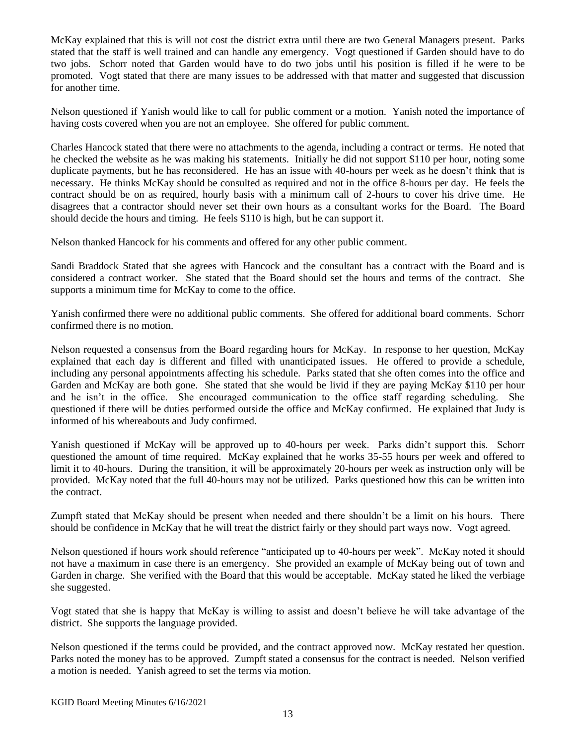McKay explained that this is will not cost the district extra until there are two General Managers present. Parks stated that the staff is well trained and can handle any emergency. Vogt questioned if Garden should have to do two jobs. Schorr noted that Garden would have to do two jobs until his position is filled if he were to be promoted. Vogt stated that there are many issues to be addressed with that matter and suggested that discussion for another time.

Nelson questioned if Yanish would like to call for public comment or a motion. Yanish noted the importance of having costs covered when you are not an employee. She offered for public comment.

Charles Hancock stated that there were no attachments to the agenda, including a contract or terms. He noted that he checked the website as he was making his statements. Initially he did not support $110 per hour, noting some duplicate payments, but he has reconsidered. He has an issue with 40-hours per week as he doesn't think that is necessary. He thinks McKay should be consulted as required and not in the office 8-hours per day. He feels the contract should be on as required, hourly basis with a minimum call of 2-hours to cover his drive time. He disagrees that a contractor should never set their own hours as a consultant works for the Board. The Board should decide the hours and timing. He feels $110 is high, but he can support it.

Nelson thanked Hancock for his comments and offered for any other public comment.

Sandi Braddock Stated that she agrees with Hancock and the consultant has a contract with the Board and is considered a contract worker. She stated that the Board should set the hours and terms of the contract. She supports a minimum time for McKay to come to the office.

Yanish confirmed there were no additional public comments. She offered for additional board comments. Schorr confirmed there is no motion.

Nelson requested a consensus from the Board regarding hours for McKay. In response to her question, McKay explained that each day is different and filled with unanticipated issues. He offered to provide a schedule, including any personal appointments affecting his schedule. Parks stated that she often comes into the office and Garden and McKay are both gone. She stated that she would be livid if they are paying McKay $110 per hour and he isn't in the office. She encouraged communication to the office staff regarding scheduling. She questioned if there will be duties performed outside the office and McKay confirmed. He explained that Judy is informed of his whereabouts and Judy confirmed.

Yanish questioned if McKay will be approved up to 40-hours per week. Parks didn't support this. Schorr questioned the amount of time required. McKay explained that he works 35-55 hours per week and offered to limit it to 40-hours. During the transition, it will be approximately 20-hours per week as instruction only will be provided. McKay noted that the full 40-hours may not be utilized. Parks questioned how this can be written into the contract.

Zumpft stated that McKay should be present when needed and there shouldn't be a limit on his hours. There should be confidence in McKay that he will treat the district fairly or they should part ways now. Vogt agreed.

Nelson questioned if hours work should reference "anticipated up to 40-hours per week". McKay noted it should not have a maximum in case there is an emergency. She provided an example of McKay being out of town and Garden in charge. She verified with the Board that this would be acceptable. McKay stated he liked the verbiage she suggested.

Vogt stated that she is happy that McKay is willing to assist and doesn't believe he will take advantage of the district. She supports the language provided.

Nelson questioned if the terms could be provided, and the contract approved now. McKay restated her question. Parks noted the money has to be approved. Zumpft stated a consensus for the contract is needed. Nelson verified a motion is needed. Yanish agreed to set the terms via motion.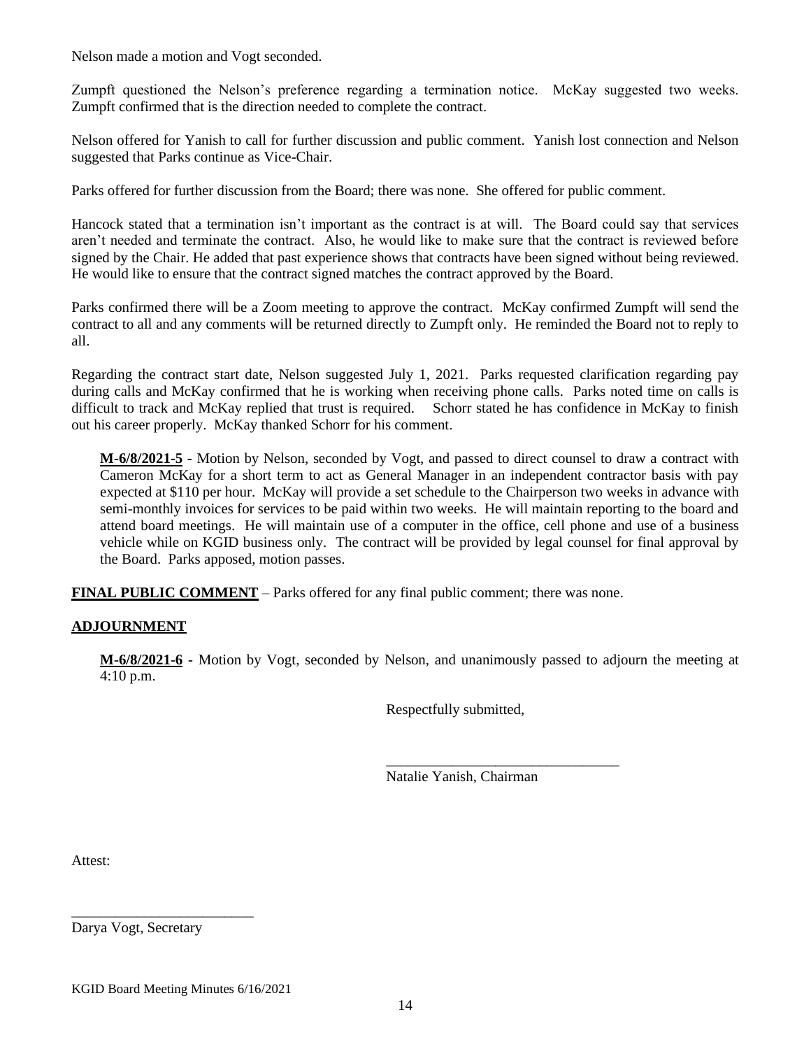Nelson made a motion and Vogt seconded.

Zumpft questioned the Nelson's preference regarding a termination notice. McKay suggested two weeks. Zumpft confirmed that is the direction needed to complete the contract.

Nelson offered for Yanish to call for further discussion and public comment. Yanish lost connection and Nelson suggested that Parks continue as Vice-Chair.

Parks offered for further discussion from the Board; there was none. She offered for public comment.

Hancock stated that a termination isn't important as the contract is at will. The Board could say that services aren't needed and terminate the contract. Also, he would like to make sure that the contract is reviewed before signed by the Chair. He added that past experience shows that contracts have been signed without being reviewed. He would like to ensure that the contract signed matches the contract approved by the Board.

Parks confirmed there will be a Zoom meeting to approve the contract. McKay confirmed Zumpft will send the contract to all and any comments will be returned directly to Zumpft only. He reminded the Board not to reply to all.

Regarding the contract start date, Nelson suggested July 1, 2021. Parks requested clarification regarding pay during calls and McKay confirmed that he is working when receiving phone calls. Parks noted time on calls is difficult to track and McKay replied that trust is required. Schorr stated he has confidence in McKay to finish out his career properly. McKay thanked Schorr for his comment.

> **M-6/8/2021-5** - Motion by Nelson, seconded by Vogt, and passed to direct counsel to draw a contract with Cameron McKay for a short term to act as General Manager in an independent contractor basis with pay expected at $110 per hour. McKay will provide a set schedule to the Chairperson two weeks in advance with semi-monthly invoices for services to be paid within two weeks. He will maintain reporting to the board and attend board meetings. He will maintain use of a computer in the office, cell phone and use of a business vehicle while on KGID business only. The contract will be provided by legal counsel for final approval by the Board. Parks apposed, motion passes.

**FINAL PUBLIC COMMENT** – Parks offered for any final public comment; there was none.

**ADJOURNMENT**

> **M-6/8/2021-6** - Motion by Vogt, seconded by Nelson, and unanimously passed to adjourn the meeting at 4:10 p.m.

Respectfully submitted,

\_\_\_\_\_\_\_\_\_\_\_\_\_\_\_\_\_\_\_\_\_\_\_\_\_\_\_\_\_\_\_\_

Natalie Yanish, Chairman

Attest:

\_\_\_\_\_\_\_\_\_\_\_\_\_\_\_\_\_\_\_\_\_\_\_\_\_

Darya Vogt, Secretary